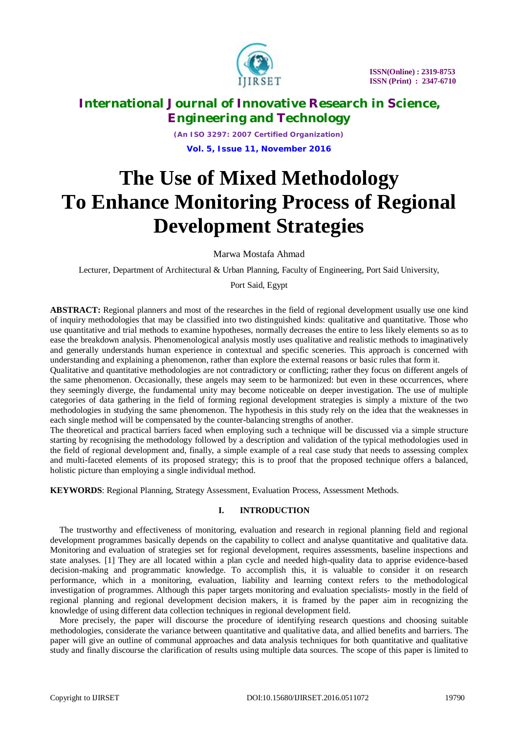# The Use of Mixed Methodology To Enhance Monitoring Process of Regional Development Strategies

Marwa Mostafa Ahmad

Lecturer, Department of Architectural & Urban Planning, Faculty of Engineering, Port Said University,

Port Said, Egypt

**ABSTRACT:** Regional planners and most of the researches in the field of regional development usually use one kind of inquiry methodologies that may be classified into two distinguished kinds: qualitative and quantitative. Those who use quantitative and trial methods to examine hypotheses, normally decreases the entire to less likely elements so as to ease the breakdown analysis. Phenomenological analysis mostly uses qualitative and realistic methods to imaginatively and generally understands human experience in contextual and specific sceneries. This approach is concerned with understanding and explaining a phenomenon, rather than explore the external reasons or basic rules that form it.

Qualitative and quantitative methodologies are not contradictory or conflicting; rather they focus on different angels of the same phenomenon. Occasionally, these angels may seem to be harmonized: but even in these occurrences, where they seemingly diverge, the fundamental unity may become noticeable on deeper investigation. The use of multiple categories of data gathering in the field of forming regional development strategies is simply a mixture of the two methodologies in studying the same phenomenon. The hypothesis in this study rely on the idea that the weaknesses in each single method will be compensated by the counter-balancing strengths of another.

The theoretical and practical barriers faced when employing such a technique will be discussed via a simple structure starting by recognising the methodology followed by a description and validation of the typical methodologies used in the field of regional development and, finally, a simple example of a real case study that needs to assessing complex and multi-faceted elements of its proposed strategy; this is to proof that the proposed technique offers a balanced, holistic picture than employing a single individual method.

**KEYWORDS**: Regional Planning, Strategy Assessment, Evaluation Process, Assessment Methods.

## I. INTRODUCTION

The trustworthy and effectiveness of monitoring, evaluation and research in regional planning field and regional development programmes basically depends on the capability to collect and analyse quantitative and qualitative data. Monitoring and evaluation of strategies set for regional development, requires assessments, baseline inspections and state analyses. [1] They are all located within a plan cycle and needed high-quality data to apprise evidence-based decision-making and programmatic knowledge. To accomplish this, it is valuable to consider it on research performance, which in a monitoring, evaluation, liability and learning context refers to the methodological investigation of programmes. Although this paper targets monitoring and evaluation specialists- mostly in the field of regional planning and regional development decision makers, it is framed by the paper aim in recognizing the knowledge of using different data collection techniques in regional development field.

More precisely, the paper will discourse the procedure of identifying research questions and choosing suitable methodologies, considerate the variance between quantitative and qualitative data, and allied benefits and barriers. The paper will give an outline of communal approaches and data analysis techniques for both quantitative and qualitative study and finally discourse the clarification of results using multiple data sources. The scope of this paper is limited to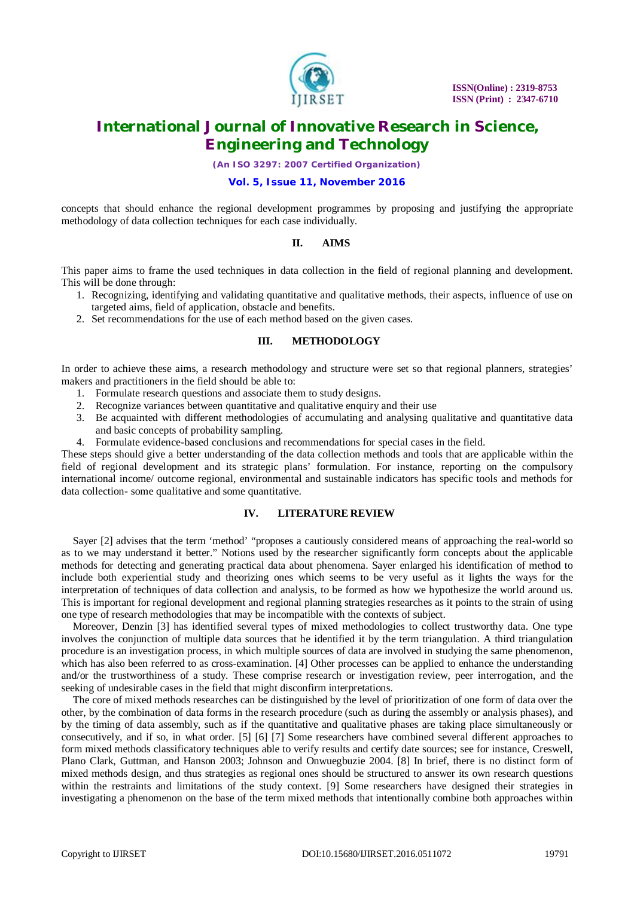concepts that should enhance the regional development programmes by proposing and justifying the appropriate methodology of data collection techniques for each case individually.

## II. AIMS

This paper aims to frame the used techniques in data collection in the field of regional planning and development. This will be done through:

1. Recognizing, identifying and validating quantitative and qualitative methods, their aspects, influence of use on targeted aims, field of application, obstacle and benefits.
2. Set recommendations for the use of each method based on the given cases.

## III. METHODOLOGY

In order to achieve these aims, a research methodology and structure were set so that regional planners, strategies' makers and practitioners in the field should be able to:

1. Formulate research questions and associate them to study designs.
2. Recognize variances between quantitative and qualitative enquiry and their use
3. Be acquainted with different methodologies of accumulating and analysing qualitative and quantitative data and basic concepts of probability sampling.
4. Formulate evidence-based conclusions and recommendations for special cases in the field.

These steps should give a better understanding of the data collection methods and tools that are applicable within the field of regional development and its strategic plans' formulation. For instance, reporting on the compulsory international income/ outcome regional, environmental and sustainable indicators has specific tools and methods for data collection- some qualitative and some quantitative.

## IV. LITERATURE REVIEW

Sayer [2] advises that the term 'method' "proposes a cautiously considered means of approaching the real-world so as to we may understand it better." Notions used by the researcher significantly form concepts about the applicable methods for detecting and generating practical data about phenomena. Sayer enlarged his identification of method to include both experiential study and theorizing ones which seems to be very useful as it lights the ways for the interpretation of techniques of data collection and analysis, to be formed as how we hypothesize the world around us. This is important for regional development and regional planning strategies researches as it points to the strain of using one type of research methodologies that may be incompatible with the contexts of subject.

Moreover, Denzin [3] has identified several types of mixed methodologies to collect trustworthy data. One type involves the conjunction of multiple data sources that he identified it by the term triangulation. A third triangulation procedure is an investigation process, in which multiple sources of data are involved in studying the same phenomenon, which has also been referred to as cross-examination. [4] Other processes can be applied to enhance the understanding and/or the trustworthiness of a study. These comprise research or investigation review, peer interrogation, and the seeking of undesirable cases in the field that might disconfirm interpretations.

The core of mixed methods researches can be distinguished by the level of prioritization of one form of data over the other, by the combination of data forms in the research procedure (such as during the assembly or analysis phases), and by the timing of data assembly, such as if the quantitative and qualitative phases are taking place simultaneously or consecutively, and if so, in what order. [5] [6] [7] Some researchers have combined several different approaches to form mixed methods classificatory techniques able to verify results and certify date sources; see for instance, Creswell, Plano Clark, Guttman, and Hanson 2003; Johnson and Onwuegbuzie 2004. [8] In brief, there is no distinct form of mixed methods design, and thus strategies as regional ones should be structured to answer its own research questions within the restraints and limitations of the study context. [9] Some researchers have designed their strategies in investigating a phenomenon on the base of the term mixed methods that intentionally combine both approaches within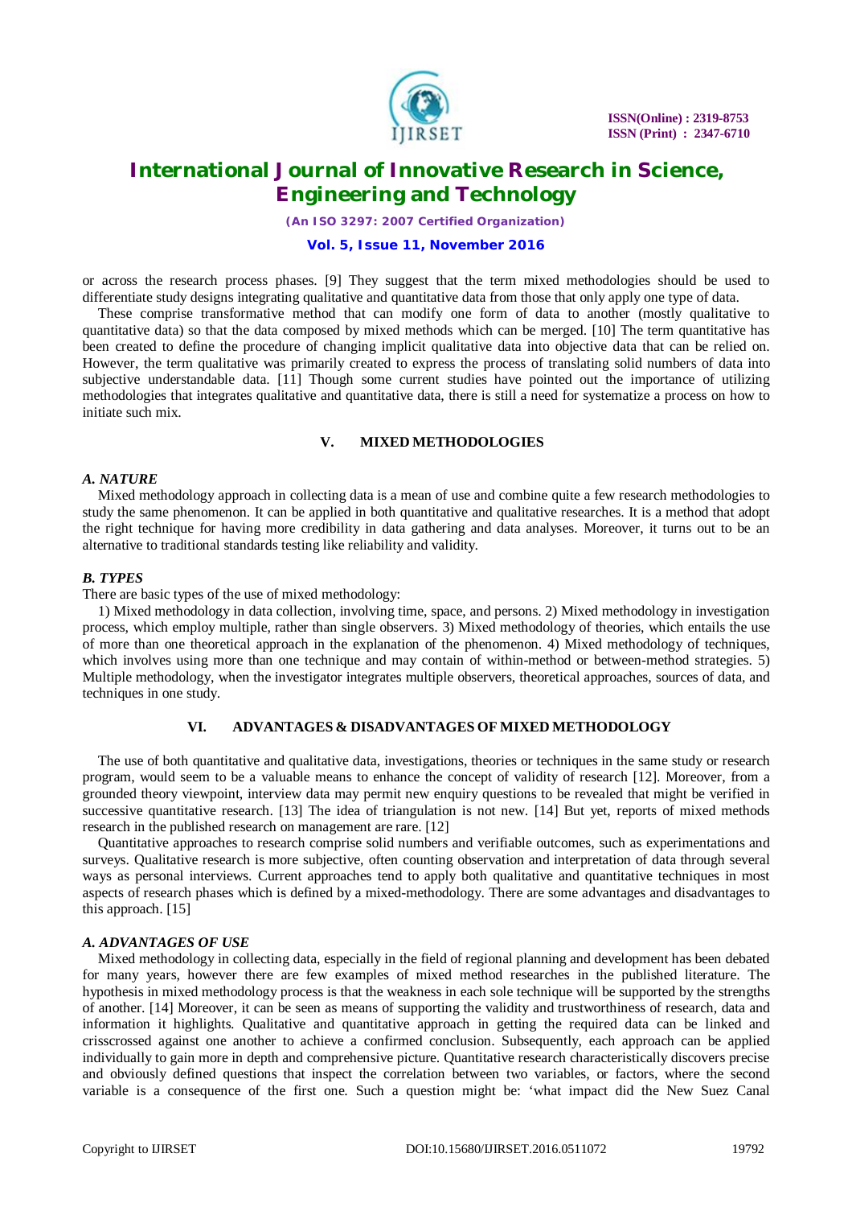or across the research process phases. [9] They suggest that the term mixed methodologies should be used to differentiate study designs integrating qualitative and quantitative data from those that only apply one type of data.

These comprise transformative method that can modify one form of data to another (mostly qualitative to quantitative data) so that the data composed by mixed methods which can be merged. [10] The term quantitative has been created to define the procedure of changing implicit qualitative data into objective data that can be relied on. However, the term qualitative was primarily created to express the process of translating solid numbers of data into subjective understandable data. [11] Though some current studies have pointed out the importance of utilizing methodologies that integrates qualitative and quantitative data, there is still a need for systematize a process on how to initiate such mix.

## V. MIXED METHODOLOGIES

### *A. NATURE*

Mixed methodology approach in collecting data is a mean of use and combine quite a few research methodologies to study the same phenomenon. It can be applied in both quantitative and qualitative researches. It is a method that adopt the right technique for having more credibility in data gathering and data analyses. Moreover, it turns out to be an alternative to traditional standards testing like reliability and validity.

### *B. TYPES*

There are basic types of the use of mixed methodology:

1) Mixed methodology in data collection, involving time, space, and persons. 2) Mixed methodology in investigation process, which employ multiple, rather than single observers. 3) Mixed methodology of theories, which entails the use of more than one theoretical approach in the explanation of the phenomenon. 4) Mixed methodology of techniques, which involves using more than one technique and may contain of within-method or between-method strategies. 5) Multiple methodology, when the investigator integrates multiple observers, theoretical approaches, sources of data, and techniques in one study.

## VI. ADVANTAGES & DISADVANTAGES OF MIXED METHODOLOGY

The use of both quantitative and qualitative data, investigations, theories or techniques in the same study or research program, would seem to be a valuable means to enhance the concept of validity of research [12]. Moreover, from a grounded theory viewpoint, interview data may permit new enquiry questions to be revealed that might be verified in successive quantitative research. [13] The idea of triangulation is not new. [14] But yet, reports of mixed methods research in the published research on management are rare. [12]

Quantitative approaches to research comprise solid numbers and verifiable outcomes, such as experimentations and surveys. Qualitative research is more subjective, often counting observation and interpretation of data through several ways as personal interviews. Current approaches tend to apply both qualitative and quantitative techniques in most aspects of research phases which is defined by a mixed-methodology. There are some advantages and disadvantages to this approach. [15]

### *A. ADVANTAGES OF USE*

Mixed methodology in collecting data, especially in the field of regional planning and development has been debated for many years, however there are few examples of mixed method researches in the published literature. The hypothesis in mixed methodology process is that the weakness in each sole technique will be supported by the strengths of another. [14] Moreover, it can be seen as means of supporting the validity and trustworthiness of research, data and information it highlights. Qualitative and quantitative approach in getting the required data can be linked and crisscrossed against one another to achieve a confirmed conclusion. Subsequently, each approach can be applied individually to gain more in depth and comprehensive picture. Quantitative research characteristically discovers precise and obviously defined questions that inspect the correlation between two variables, or factors, where the second variable is a consequence of the first one. Such a question might be: 'what impact did the New Suez Canal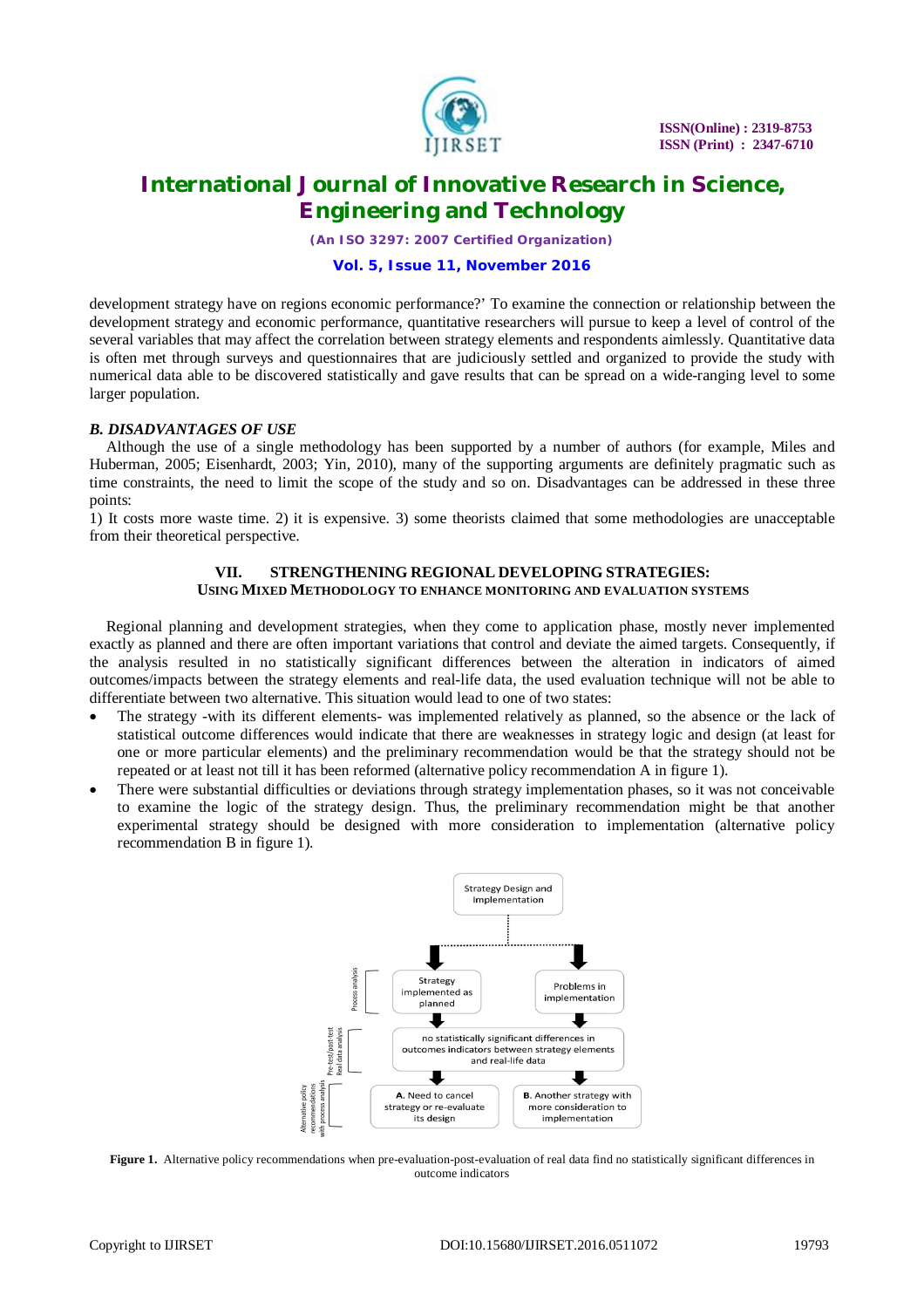development strategy have on regions economic performance?' To examine the connection or relationship between the development strategy and economic performance, quantitative researchers will pursue to keep a level of control of the several variables that may affect the correlation between strategy elements and respondents aimlessly. Quantitative data is often met through surveys and questionnaires that are judiciously settled and organized to provide the study with numerical data able to be discovered statistically and gave results that can be spread on a wide-ranging level to some larger population.

### *B. DISADVANTAGES OF USE*

Although the use of a single methodology has been supported by a number of authors (for example, Miles and Huberman, 2005; Eisenhardt, 2003; Yin, 2010), many of the supporting arguments are definitely pragmatic such as time constraints, the need to limit the scope of the study and so on. Disadvantages can be addressed in these three points:

1) It costs more waste time. 2) it is expensive. 3) some theorists claimed that some methodologies are unacceptable from their theoretical perspective.

## VII. STRENGTHENING REGIONAL DEVELOPING STRATEGIES: USING MIXED METHODOLOGY TO ENHANCE MONITORING AND EVALUATION SYSTEMS

Regional planning and development strategies, when they come to application phase, mostly never implemented exactly as planned and there are often important variations that control and deviate the aimed targets. Consequently, if the analysis resulted in no statistically significant differences between the alteration in indicators of aimed outcomes/impacts between the strategy elements and real-life data, the used evaluation technique will not be able to differentiate between two alternative. This situation would lead to one of two states:

- The strategy -with its different elements- was implemented relatively as planned, so the absence or the lack of statistical outcome differences would indicate that there are weaknesses in strategy logic and design (at least for one or more particular elements) and the preliminary recommendation would be that the strategy should not be repeated or at least not till it has been reformed (alternative policy recommendation A in figure 1).
- There were substantial difficulties or deviations through strategy implementation phases, so it was not conceivable to examine the logic of the strategy design. Thus, the preliminary recommendation might be that another experimental strategy should be designed with more consideration to implementation (alternative policy recommendation B in figure 1).

**Figure 1.** Alternative policy recommendations when pre-evaluation-post-evaluation of real data find no statistically significant differences in outcome indicators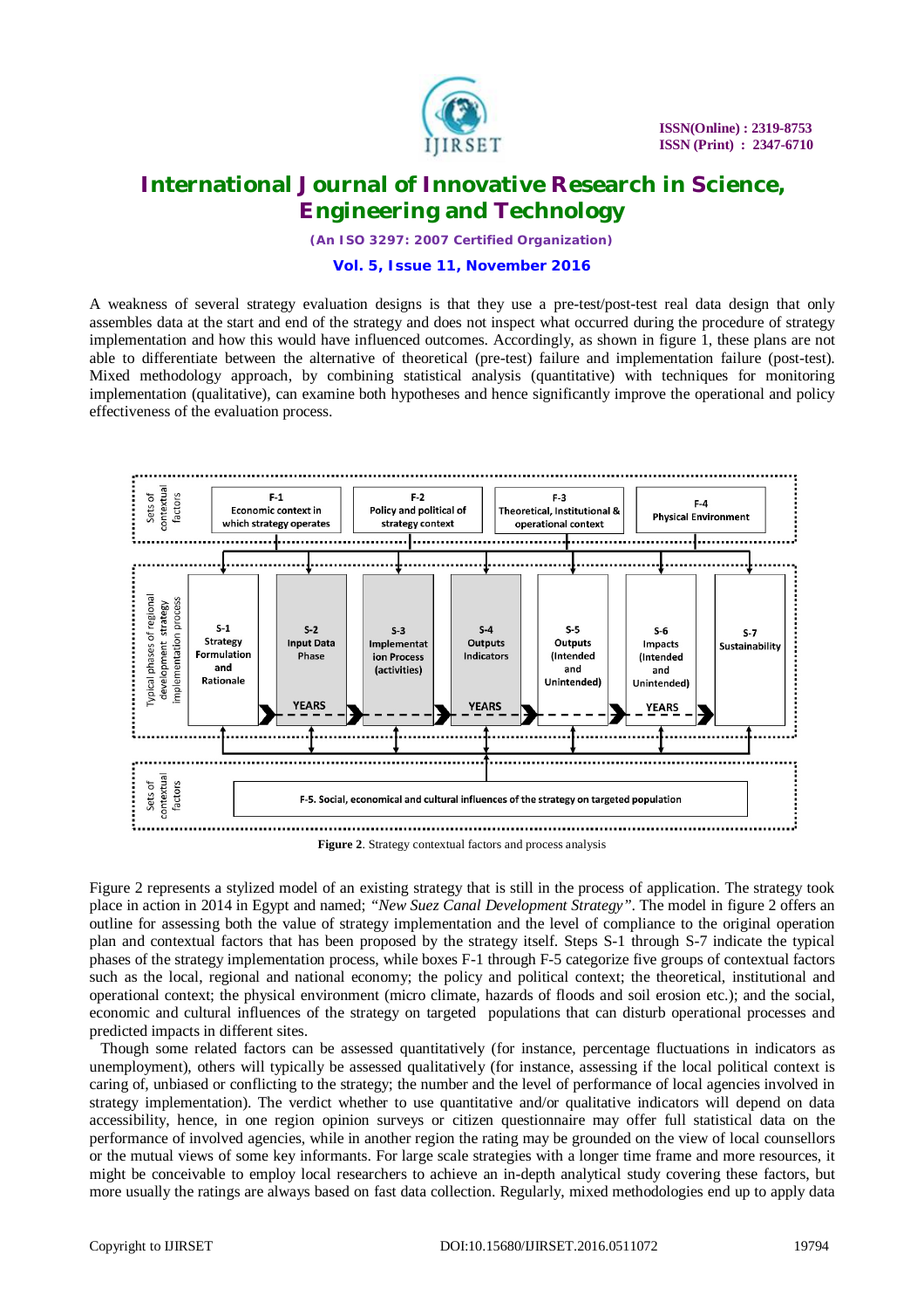A weakness of several strategy evaluation designs is that they use a pre-test/post-test real data design that only assembles data at the start and end of the strategy and does not inspect what occurred during the procedure of strategy implementation and how this would have influenced outcomes. Accordingly, as shown in figure 1, these plans are not able to differentiate between the alternative of theoretical (pre-test) failure and implementation failure (post-test). Mixed methodology approach, by combining statistical analysis (quantitative) with techniques for monitoring implementation (qualitative), can examine both hypotheses and hence significantly improve the operational and policy effectiveness of the evaluation process.

Sets of contextual factors

F-1 Economic context in which strategy operates

F-2 Policy and political of strategy context

F-3 Theoretical, Institutional & operational context

F-4 Physical Environment

Typical phases of regional development strategy implementation process

S-1 Strategy Formulation and Rationale

S-2 Input Data Phase — YEARS

S-3 Implementation Process (activities)

S-4 Outputs Indicators — YEARS

S-5 Outputs (Intended and Unintended)

S-6 Impacts (Intended and Unintended) — YEARS

S-7 Sustainability

Sets of contextual factors

F-5. Social, economical and cultural influences of the strategy on targeted population

**Figure 2**. Strategy contextual factors and process analysis

Figure 2 represents a stylized model of an existing strategy that is still in the process of application. The strategy took place in action in 2014 in Egypt and named; *"New Suez Canal Development Strategy"*. The model in figure 2 offers an outline for assessing both the value of strategy implementation and the level of compliance to the original operation plan and contextual factors that has been proposed by the strategy itself. Steps S-1 through S-7 indicate the typical phases of the strategy implementation process, while boxes F-1 through F-5 categorize five groups of contextual factors such as the local, regional and national economy; the policy and political context; the theoretical, institutional and operational context; the physical environment (micro climate, hazards of floods and soil erosion etc.); and the social, economic and cultural influences of the strategy on targeted populations that can disturb operational processes and predicted impacts in different sites.

Though some related factors can be assessed quantitatively (for instance, percentage fluctuations in indicators as unemployment), others will typically be assessed qualitatively (for instance, assessing if the local political context is caring of, unbiased or conflicting to the strategy; the number and the level of performance of local agencies involved in strategy implementation). The verdict whether to use quantitative and/or qualitative indicators will depend on data accessibility, hence, in one region opinion surveys or citizen questionnaire may offer full statistical data on the performance of involved agencies, while in another region the rating may be grounded on the view of local counsellors or the mutual views of some key informants. For large scale strategies with a longer time frame and more resources, it might be conceivable to employ local researchers to achieve an in-depth analytical study covering these factors, but more usually the ratings are always based on fast data collection. Regularly, mixed methodologies end up to apply data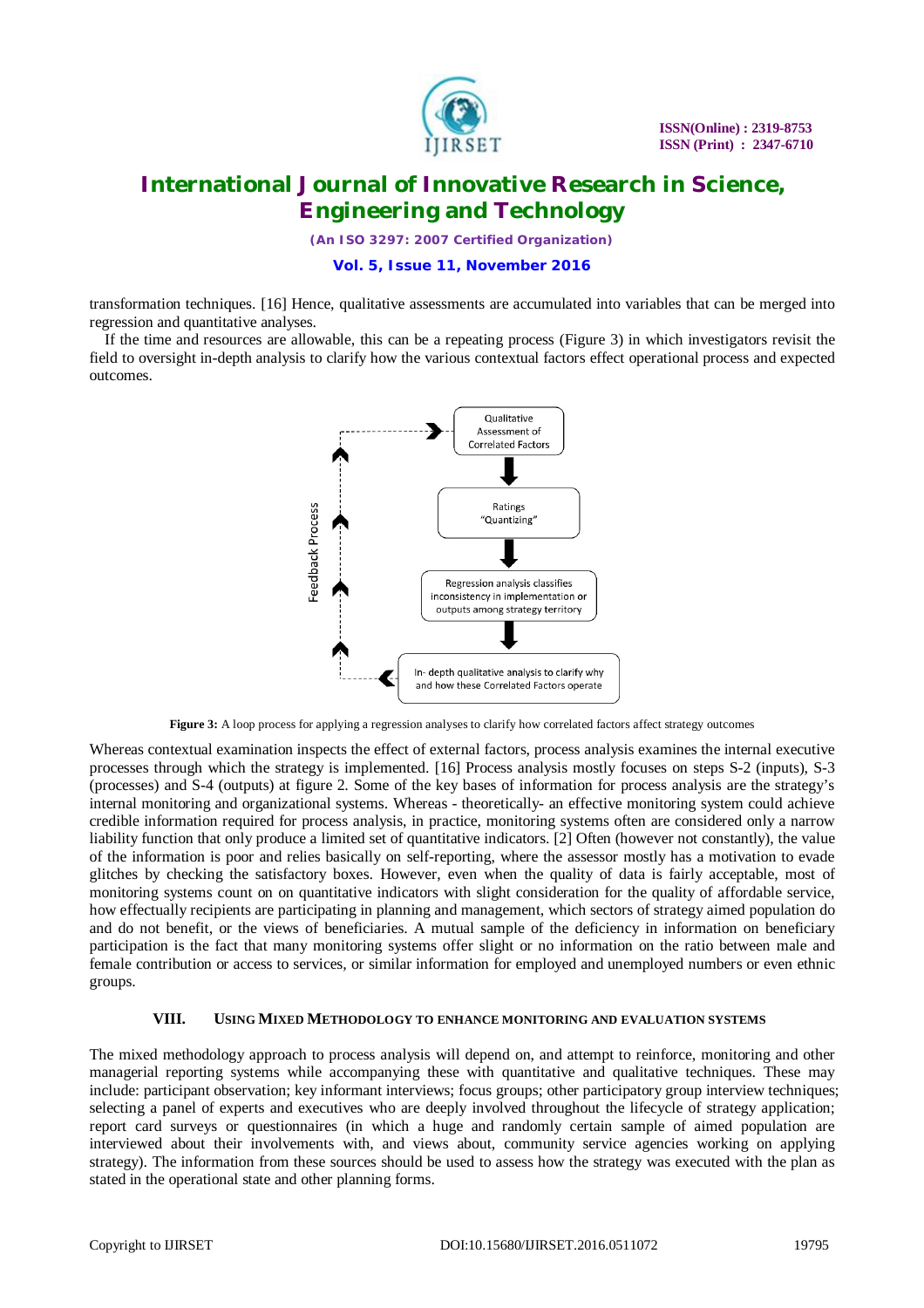transformation techniques. [16] Hence, qualitative assessments are accumulated into variables that can be merged into regression and quantitative analyses.

If the time and resources are allowable, this can be a repeating process (Figure 3) in which investigators revisit the field to oversight in-depth analysis to clarify how the various contextual factors effect operational process and expected outcomes.

Qualitative Assessment of Correlated Factors

Ratings "Quantizing"

Regression analysis classifies inconsistency in implementation or outputs among strategy territory

In- depth qualitative analysis to clarify why and how these Correlated Factors operate

Feedback Process

**Figure 3:** A loop process for applying a regression analyses to clarify how correlated factors affect strategy outcomes

Whereas contextual examination inspects the effect of external factors, process analysis examines the internal executive processes through which the strategy is implemented. [16] Process analysis mostly focuses on steps S-2 (inputs), S-3 (processes) and S-4 (outputs) at figure 2. Some of the key bases of information for process analysis are the strategy's internal monitoring and organizational systems. Whereas - theoretically- an effective monitoring system could achieve credible information required for process analysis, in practice, monitoring systems often are considered only a narrow liability function that only produce a limited set of quantitative indicators. [2] Often (however not constantly), the value of the information is poor and relies basically on self-reporting, where the assessor mostly has a motivation to evade glitches by checking the satisfactory boxes. However, even when the quality of data is fairly acceptable, most of monitoring systems count on on quantitative indicators with slight consideration for the quality of affordable service, how effectually recipients are participating in planning and management, which sectors of strategy aimed population do and do not benefit, or the views of beneficiaries. A mutual sample of the deficiency in information on beneficiary participation is the fact that many monitoring systems offer slight or no information on the ratio between male and female contribution or access to services, or similar information for employed and unemployed numbers or even ethnic groups.

## VIII. Using Mixed Methodology to Enhance Monitoring and Evaluation Systems

The mixed methodology approach to process analysis will depend on, and attempt to reinforce, monitoring and other managerial reporting systems while accompanying these with quantitative and qualitative techniques. These may include: participant observation; key informant interviews; focus groups; other participatory group interview techniques; selecting a panel of experts and executives who are deeply involved throughout the lifecycle of strategy application; report card surveys or questionnaires (in which a huge and randomly certain sample of aimed population are interviewed about their involvements with, and views about, community service agencies working on applying strategy). The information from these sources should be used to assess how the strategy was executed with the plan as stated in the operational state and other planning forms.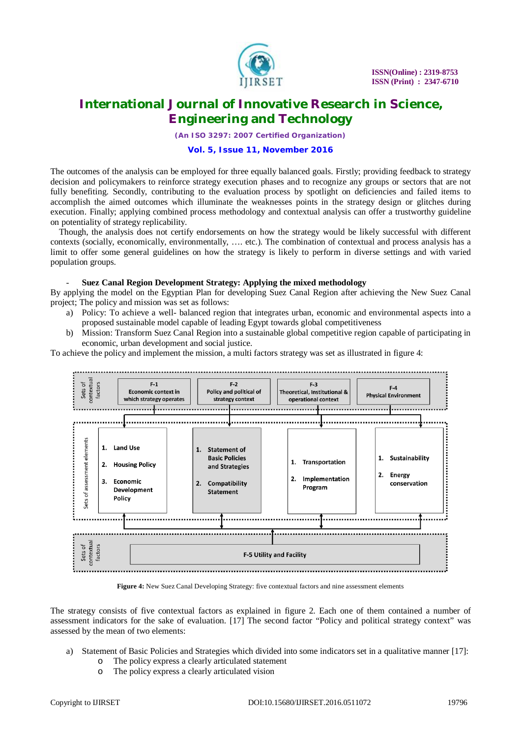The outcomes of the analysis can be employed for three equally balanced goals. Firstly; providing feedback to strategy decision and policymakers to reinforce strategy execution phases and to recognize any groups or sectors that are not fully benefiting. Secondly, contributing to the evaluation process by spotlight on deficiencies and failed items to accomplish the aimed outcomes which illuminate the weaknesses points in the strategy design or glitches during execution. Finally; applying combined process methodology and contextual analysis can offer a trustworthy guideline on potentiality of strategy replicability.

Though, the analysis does not certify endorsements on how the strategy would be likely successful with different contexts (socially, economically, environmentally, …. etc.). The combination of contextual and process analysis has a limit to offer some general guidelines on how the strategy is likely to perform in diverse settings and with varied population groups.

- **Suez Canal Region Development Strategy: Applying the mixed methodology**

By applying the model on the Egyptian Plan for developing Suez Canal Region after achieving the New Suez Canal project; The policy and mission was set as follows:

a) Policy: To achieve a well- balanced region that integrates urban, economic and environmental aspects into a proposed sustainable model capable of leading Egypt towards global competitiveness

b) Mission: Transform Suez Canal Region into a sustainable global competitive region capable of participating in economic, urban development and social justice.

To achieve the policy and implement the mission, a multi factors strategy was set as illustrated in figure 4:

Sets of contextual factors:
- F-1 Economic context in which strategy operates
- F-2 Policy and political of strategy context
- F-3 Theoretical, Institutional & operational context
- F-4 Physical Environment

Sets of assessment elements:
- 1. Land Use 2. Housing Policy 3. Economic Development Policy
- 1. Statement of Basic Policies and Strategies 2. Compatibility Statement
- 1. Transportation 2. Implementation Program
- 1. Sustainability 2. Energy conservation

Sets of contextual factors:
- F-5 Utility and Facility

**Figure 4:** New Suez Canal Developing Strategy: five contextual factors and nine assessment elements

The strategy consists of five contextual factors as explained in figure 2. Each one of them contained a number of assessment indicators for the sake of evaluation. [17] The second factor "Policy and political strategy context" was assessed by the mean of two elements:

a) Statement of Basic Policies and Strategies which divided into some indicators set in a qualitative manner [17]:
   - The policy express a clearly articulated statement
   - The policy express a clearly articulated vision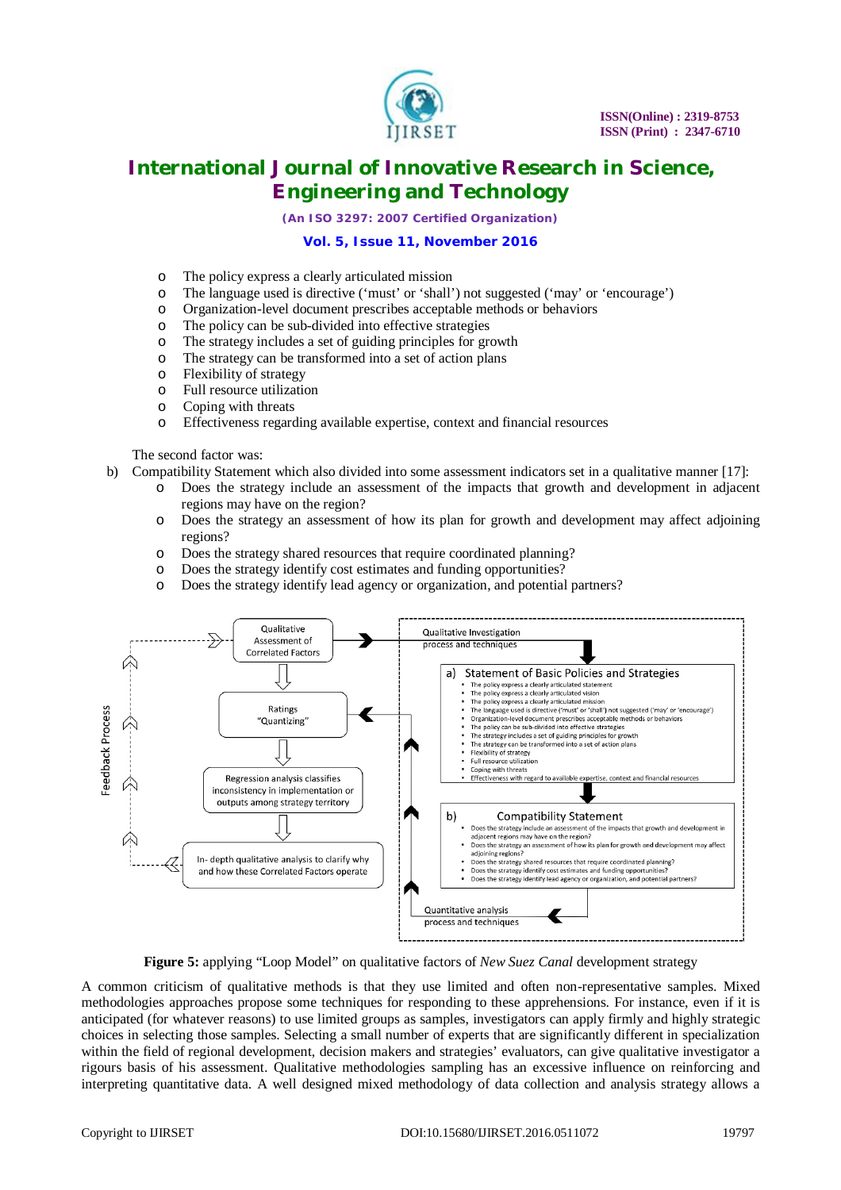- The policy express a clearly articulated mission
- The language used is directive ('must' or 'shall') not suggested ('may' or 'encourage')
- Organization-level document prescribes acceptable methods or behaviors
- The policy can be sub-divided into effective strategies
- The strategy includes a set of guiding principles for growth
- The strategy can be transformed into a set of action plans
- Flexibility of strategy
- Full resource utilization
- Coping with threats
- Effectiveness regarding available expertise, context and financial resources

The second factor was:

b) Compatibility Statement which also divided into some assessment indicators set in a qualitative manner [17]:
   - Does the strategy include an assessment of the impacts that growth and development in adjacent regions may have on the region?
   - Does the strategy an assessment of how its plan for growth and development may affect adjoining regions?
   - Does the strategy shared resources that require coordinated planning?
   - Does the strategy identify cost estimates and funding opportunities?
   - Does the strategy identify lead agency or organization, and potential partners?

**Figure 5:** applying "Loop Model" on qualitative factors of *New Suez Canal* development strategy

A common criticism of qualitative methods is that they use limited and often non-representative samples. Mixed methodologies approaches propose some techniques for responding to these apprehensions. For instance, even if it is anticipated (for whatever reasons) to use limited groups as samples, investigators can apply firmly and highly strategic choices in selecting those samples. Selecting a small number of experts that are significantly different in specialization within the field of regional development, decision makers and strategies' evaluators, can give qualitative investigator a rigours basis of his assessment. Qualitative methodologies sampling has an excessive influence on reinforcing and interpreting quantitative data. A well designed mixed methodology of data collection and analysis strategy allows a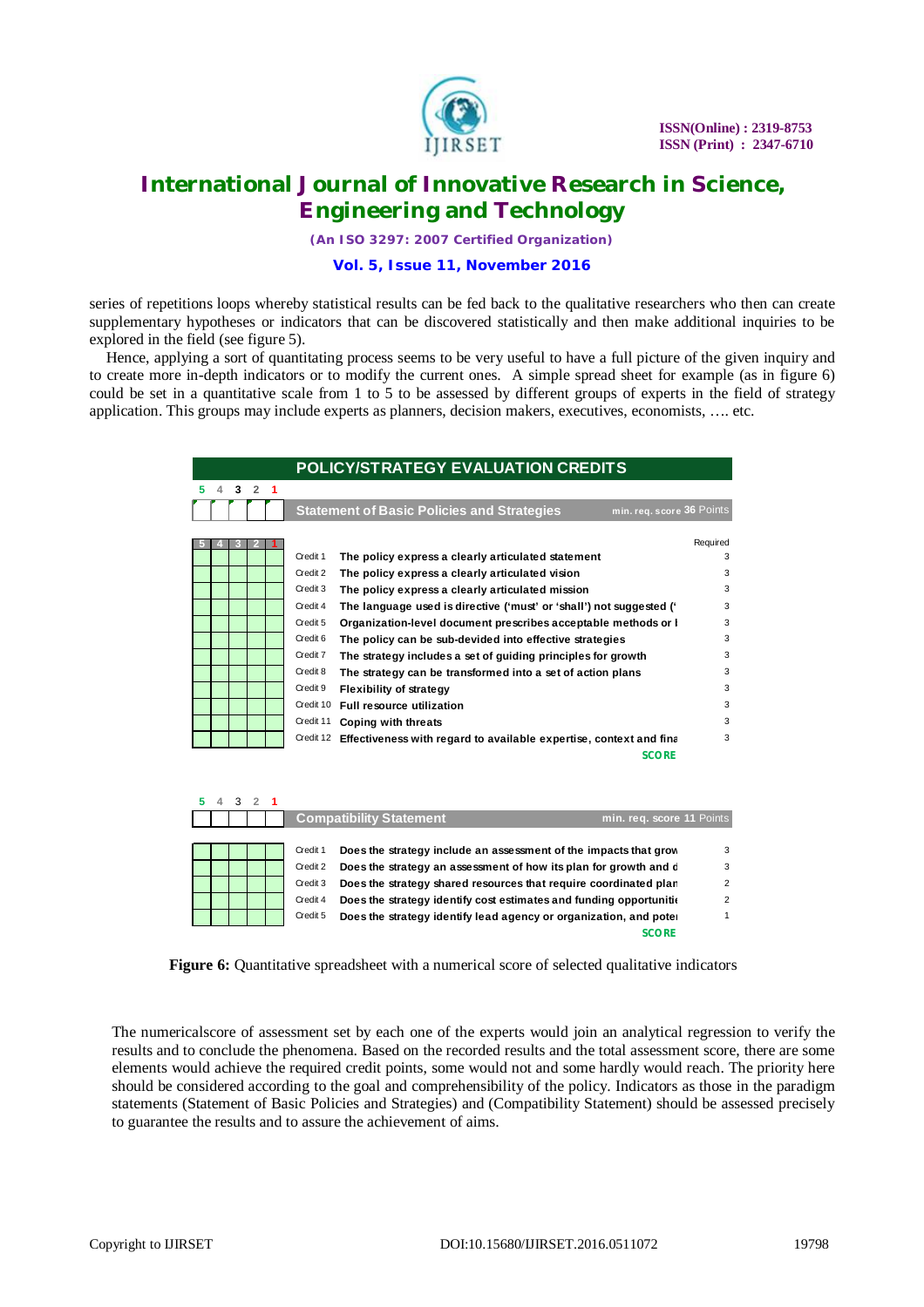series of repetitions loops whereby statistical results can be fed back to the qualitative researchers who then can create supplementary hypotheses or indicators that can be discovered statistically and then make additional inquiries to be explored in the field (see figure 5).

Hence, applying a sort of quantitating process seems to be very useful to have a full picture of the given inquiry and to create more in-depth indicators or to modify the current ones. A simple spread sheet for example (as in figure 6) could be set in a quantitative scale from 1 to 5 to be assessed by different groups of experts in the field of strategy application. This groups may include experts as planners, decision makers, executives, economists, …. etc.

**POLICY/STRATEGY EVALUATION CREDITS**

**Statement of Basic Policies and Strategies** — min. req. score 36 Points

| 5 | 4 | 3 | 2 | 1 | Credit | Indicator | Required |
|---|---|---|---|---|---|---|---|
| | | | | | Credit 1 | The policy express a clearly articulated statement | 3 |
| | | | | | Credit 2 | The policy express a clearly articulated vision | 3 |
| | | | | | Credit 3 | The policy express a clearly articulated mission | 3 |
| | | | | | Credit 4 | The language used is directive ('must' or 'shall') not suggested (' | 3 |
| | | | | | Credit 5 | Organization-level document prescribes acceptable methods or l | 3 |
| | | | | | Credit 6 | The policy can be sub-devided into effective strategies | 3 |
| | | | | | Credit 7 | The strategy includes a set of guiding principles for growth | 3 |
| | | | | | Credit 8 | The strategy can be transformed into a set of action plans | 3 |
| | | | | | Credit 9 | Flexibility of strategy | 3 |
| | | | | | Credit 10 | Full resource utilization | 3 |
| | | | | | Credit 11 | Coping with threats | 3 |
| | | | | | Credit 12 | Effectiveness with regard to available expertise, context and fina | 3 |
| | | | | | | **SCORE** | |

**Compatibility Statement** — min. req. score 11 Points

| 5 | 4 | 3 | 2 | 1 | Credit | Indicator | Required |
|---|---|---|---|---|---|---|---|
| | | | | | Credit 1 | Does the strategy include an assessment of the impacts that grow | 3 |
| | | | | | Credit 2 | Does the strategy an assessment of how its plan for growth and d | 3 |
| | | | | | Credit 3 | Does the strategy shared resources that require coordinated plan | 2 |
| | | | | | Credit 4 | Does the strategy identify cost estimates and funding opportunitie | 2 |
| | | | | | Credit 5 | Does the strategy identify lead agency or organization, and poter | 1 |
| | | | | | | **SCORE** | |

**Figure 6:** Quantitative spreadsheet with a numerical score of selected qualitative indicators

The numericalscore of assessment set by each one of the experts would join an analytical regression to verify the results and to conclude the phenomena. Based on the recorded results and the total assessment score, there are some elements would achieve the required credit points, some would not and some hardly would reach. The priority here should be considered according to the goal and comprehensibility of the policy. Indicators as those in the paradigm statements (Statement of Basic Policies and Strategies) and (Compatibility Statement) should be assessed precisely to guarantee the results and to assure the achievement of aims.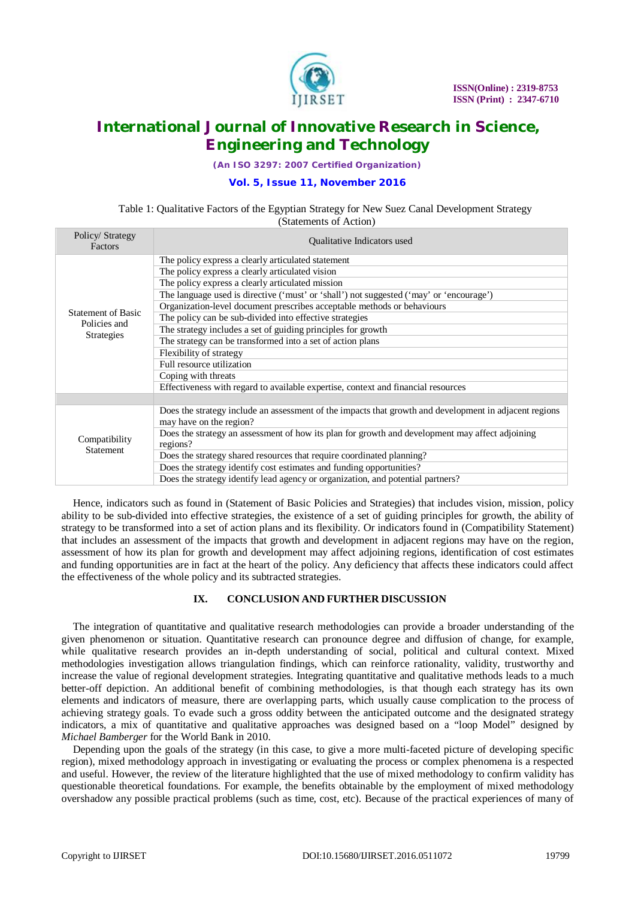Table 1: Qualitative Factors of the Egyptian Strategy for New Suez Canal Development Strategy (Statements of Action)

| Policy/ Strategy Factors | Qualitative Indicators used |
|---|---|
| Statement of Basic Policies and Strategies | The policy express a clearly articulated statement |
| | The policy express a clearly articulated vision |
| | The policy express a clearly articulated mission |
| | The language used is directive ('must' or 'shall') not suggested ('may' or 'encourage') |
| | Organization-level document prescribes acceptable methods or behaviours |
| | The policy can be sub-divided into effective strategies |
| | The strategy includes a set of guiding principles for growth |
| | The strategy can be transformed into a set of action plans |
| | Flexibility of strategy |
| | Full resource utilization |
| | Coping with threats |
| | Effectiveness with regard to available expertise, context and financial resources |
| | |
| Compatibility Statement | Does the strategy include an assessment of the impacts that growth and development in adjacent regions may have on the region? |
| | Does the strategy an assessment of how its plan for growth and development may affect adjoining regions? |
| | Does the strategy shared resources that require coordinated planning? |
| | Does the strategy identify cost estimates and funding opportunities? |
| | Does the strategy identify lead agency or organization, and potential partners? |

Hence, indicators such as found in (Statement of Basic Policies and Strategies) that includes vision, mission, policy ability to be sub-divided into effective strategies, the existence of a set of guiding principles for growth, the ability of strategy to be transformed into a set of action plans and its flexibility. Or indicators found in (Compatibility Statement) that includes an assessment of the impacts that growth and development in adjacent regions may have on the region, assessment of how its plan for growth and development may affect adjoining regions, identification of cost estimates and funding opportunities are in fact at the heart of the policy. Any deficiency that affects these indicators could affect the effectiveness of the whole policy and its subtracted strategies.

## IX. CONCLUSION AND FURTHER DISCUSSION

The integration of quantitative and qualitative research methodologies can provide a broader understanding of the given phenomenon or situation. Quantitative research can pronounce degree and diffusion of change, for example, while qualitative research provides an in-depth understanding of social, political and cultural context. Mixed methodologies investigation allows triangulation findings, which can reinforce rationality, validity, trustworthy and increase the value of regional development strategies. Integrating quantitative and qualitative methods leads to a much better-off depiction. An additional benefit of combining methodologies, is that though each strategy has its own elements and indicators of measure, there are overlapping parts, which usually cause complication to the process of achieving strategy goals. To evade such a gross oddity between the anticipated outcome and the designated strategy indicators, a mix of quantitative and qualitative approaches was designed based on a "loop Model" designed by *Michael Bamberger* for the World Bank in 2010.

Depending upon the goals of the strategy (in this case, to give a more multi-faceted picture of developing specific region), mixed methodology approach in investigating or evaluating the process or complex phenomena is a respected and useful. However, the review of the literature highlighted that the use of mixed methodology to confirm validity has questionable theoretical foundations. For example, the benefits obtainable by the employment of mixed methodology overshadow any possible practical problems (such as time, cost, etc). Because of the practical experiences of many of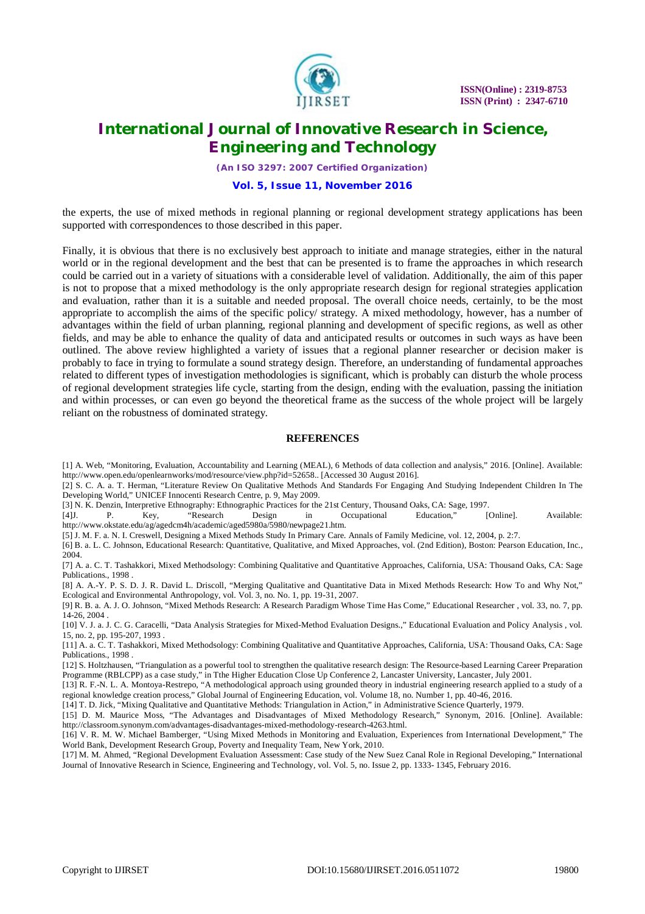the experts, the use of mixed methods in regional planning or regional development strategy applications has been supported with correspondences to those described in this paper.

Finally, it is obvious that there is no exclusively best approach to initiate and manage strategies, either in the natural world or in the regional development and the best that can be presented is to frame the approaches in which research could be carried out in a variety of situations with a considerable level of validation. Additionally, the aim of this paper is not to propose that a mixed methodology is the only appropriate research design for regional strategies application and evaluation, rather than it is a suitable and needed proposal. The overall choice needs, certainly, to be the most appropriate to accomplish the aims of the specific policy/ strategy. A mixed methodology, however, has a number of advantages within the field of urban planning, regional planning and development of specific regions, as well as other fields, and may be able to enhance the quality of data and anticipated results or outcomes in such ways as have been outlined. The above review highlighted a variety of issues that a regional planner researcher or decision maker is probably to face in trying to formulate a sound strategy design. Therefore, an understanding of fundamental approaches related to different types of investigation methodologies is significant, which is probably can disturb the whole process of regional development strategies life cycle, starting from the design, ending with the evaluation, passing the initiation and within processes, or can even go beyond the theoretical frame as the success of the whole project will be largely reliant on the robustness of dominated strategy.

## REFERENCES

[1] A. Web, "Monitoring, Evaluation, Accountability and Learning (MEAL), 6 Methods of data collection and analysis," 2016. [Online]. Available: http://www.open.edu/openlearnworks/mod/resource/view.php?id=52658.. [Accessed 30 August 2016].

[2] S. C. A. a. T. Herman, "Literature Review On Qualitative Methods And Standards For Engaging And Studying Independent Children In The Developing World," UNICEF Innocenti Research Centre, p. 9, May 2009.

[3] N. K. Denzin, Interpretive Ethnography: Ethnographic Practices for the 21st Century, Thousand Oaks, CA: Sage, 1997.

[4]J. P. Key, "Research Design in Occupational Education," [Online]. Available: http://www.okstate.edu/ag/agedcm4h/academic/aged5980a/5980/newpage21.htm.

[5] J. M. F. a. N. I. Creswell, Designing a Mixed Methods Study In Primary Care. Annals of Family Medicine, vol. 12, 2004, p. 2:7.

[6] B. a. L. C. Johnson, Educational Research: Quantitative, Qualitative, and Mixed Approaches, vol. (2nd Edition), Boston: Pearson Education, Inc., 2004.

[7] A. a. C. T. Tashakkori, Mixed Methodsology: Combining Qualitative and Quantitative Approaches, California, USA: Thousand Oaks, CA: Sage Publications., 1998 .

[8] A. A.-Y. P. S. D. J. R. David L. Driscoll, "Merging Qualitative and Quantitative Data in Mixed Methods Research: How To and Why Not," Ecological and Environmental Anthropology, vol. Vol. 3, no. No. 1, pp. 19-31, 2007.

[9] R. B. a. A. J. O. Johnson, "Mixed Methods Research: A Research Paradigm Whose Time Has Come," Educational Researcher , vol. 33, no. 7, pp. 14-26, 2004 .

[10] V. J. a. J. C. G. Caracelli, "Data Analysis Strategies for Mixed-Method Evaluation Designs.," Educational Evaluation and Policy Analysis , vol. 15, no. 2, pp. 195-207, 1993 .

[11] A. a. C. T. Tashakkori, Mixed Methodsology: Combining Qualitative and Quantitative Approaches, California, USA: Thousand Oaks, CA: Sage Publications., 1998 .

[12] S. Holtzhausen, "Triangulation as a powerful tool to strengthen the qualitative research design: The Resource-based Learning Career Preparation Programme (RBLCPP) as a case study," in Tthe Higher Education Close Up Conference 2, Lancaster University, Lancaster, July 2001.

[13] R. F.-N. L. A. Montoya-Restrepo, "A methodological approach using grounded theory in industrial engineering research applied to a study of a regional knowledge creation process," Global Journal of Engineering Education, vol. Volume 18, no. Number 1, pp. 40-46, 2016.

[14] T. D. Jick, "Mixing Qualitative and Quantitative Methods: Triangulation in Action," in Administrative Science Quarterly, 1979.

[15] D. M. Maurice Moss, "The Advantages and Disadvantages of Mixed Methodology Research," Synonym, 2016. [Online]. Available: http://classroom.synonym.com/advantages-disadvantages-mixed-methodology-research-4263.html.

[16] V. R. M. W. Michael Bamberger, "Using Mixed Methods in Monitoring and Evaluation, Experiences from International Development," The World Bank, Development Research Group, Poverty and Inequality Team, New York, 2010.

[17] M. M. Ahmed, "Regional Development Evaluation Assessment: Case study of the New Suez Canal Role in Regional Developing," International Journal of Innovative Research in Science, Engineering and Technology, vol. Vol. 5, no. Issue 2, pp. 1333- 1345, February 2016.